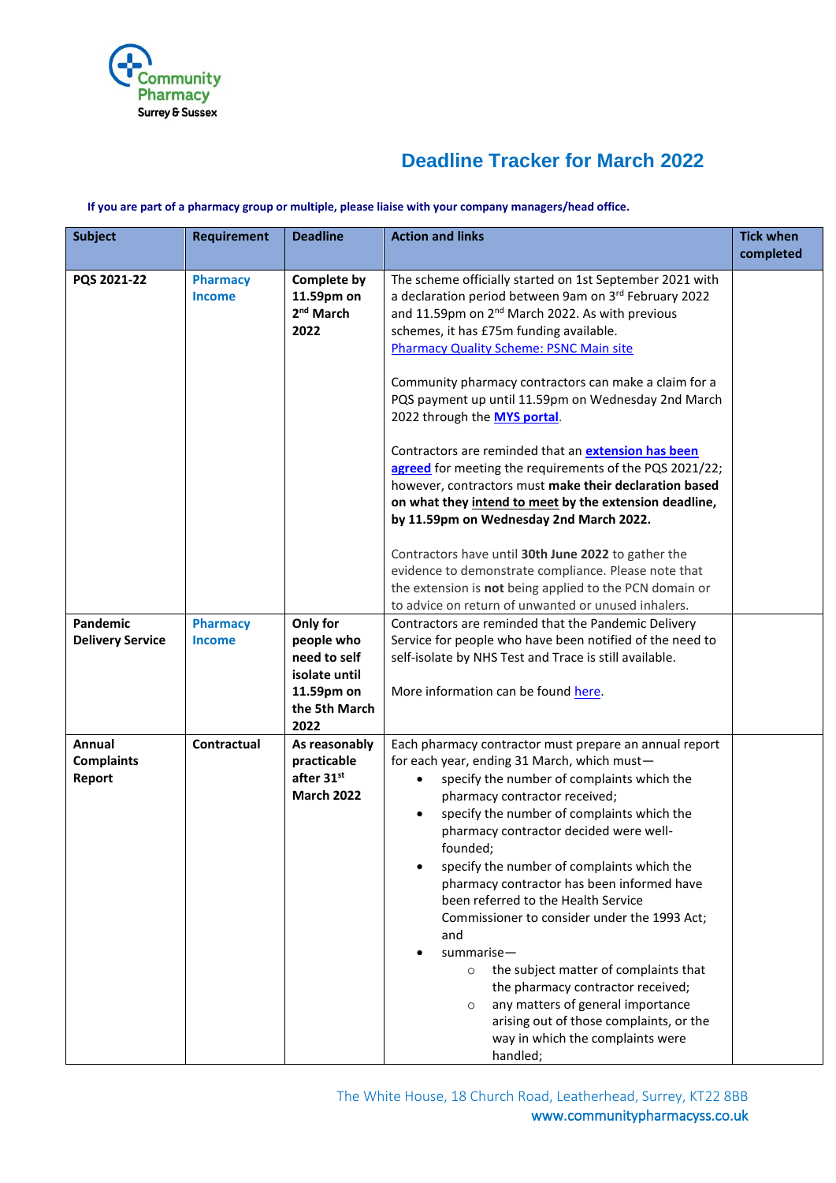Community Pharmacy Surrey & Sussex

# Deadline Tracker for March 2022

**If you are part of a pharmacy group or multiple, please liaise with your company managers/head office.**

| Subject | Requirement | Deadline | Action and links | Tick when completed |
|---|---|---|---|---|
| **PQS 2021-22** | **Pharmacy Income** | **Complete by 11.59pm on 2nd March 2022** | The scheme officially started on 1st September 2021 with a declaration period between 9am on 3rd February 2022 and 11.59pm on 2nd March 2022. As with previous schemes, it has £75m funding available. Pharmacy Quality Scheme: PSNC Main site<br><br>Community pharmacy contractors can make a claim for a PQS payment up until 11.59pm on Wednesday 2nd March 2022 through the **MYS portal**.<br><br>Contractors are reminded that an **extension has been agreed** for meeting the requirements of the PQS 2021/22; however, contractors must **make their declaration based on what they intend to meet by the extension deadline, by 11.59pm on Wednesday 2nd March 2022.**<br><br>Contractors have until **30th June 2022** to gather the evidence to demonstrate compliance. Please note that the extension is **not** being applied to the PCN domain or to advice on return of unwanted or unused inhalers. | |
| **Pandemic Delivery Service** | **Pharmacy Income** | **Only for people who need to self isolate until 11.59pm on the 5th March 2022** | Contractors are reminded that the Pandemic Delivery Service for people who have been notified of the need to self-isolate by NHS Test and Trace is still available.<br><br>More information can be found here. | |
| **Annual Complaints Report** | **Contractual** | **As reasonably practicable after 31st March 2022** | Each pharmacy contractor must prepare an annual report for each year, ending 31 March, which must—<br>• specify the number of complaints which the pharmacy contractor received;<br>• specify the number of complaints which the pharmacy contractor decided were well-founded;<br>• specify the number of complaints which the pharmacy contractor has been informed have been referred to the Health Service Commissioner to consider under the 1993 Act; and<br>• summarise—<br>&nbsp;&nbsp;○ the subject matter of complaints that the pharmacy contractor received;<br>&nbsp;&nbsp;○ any matters of general importance arising out of those complaints, or the way in which the complaints were handled; | |

The White House, 18 Church Road, Leatherhead, Surrey, KT22 8BB
www.communitypharmacyss.co.uk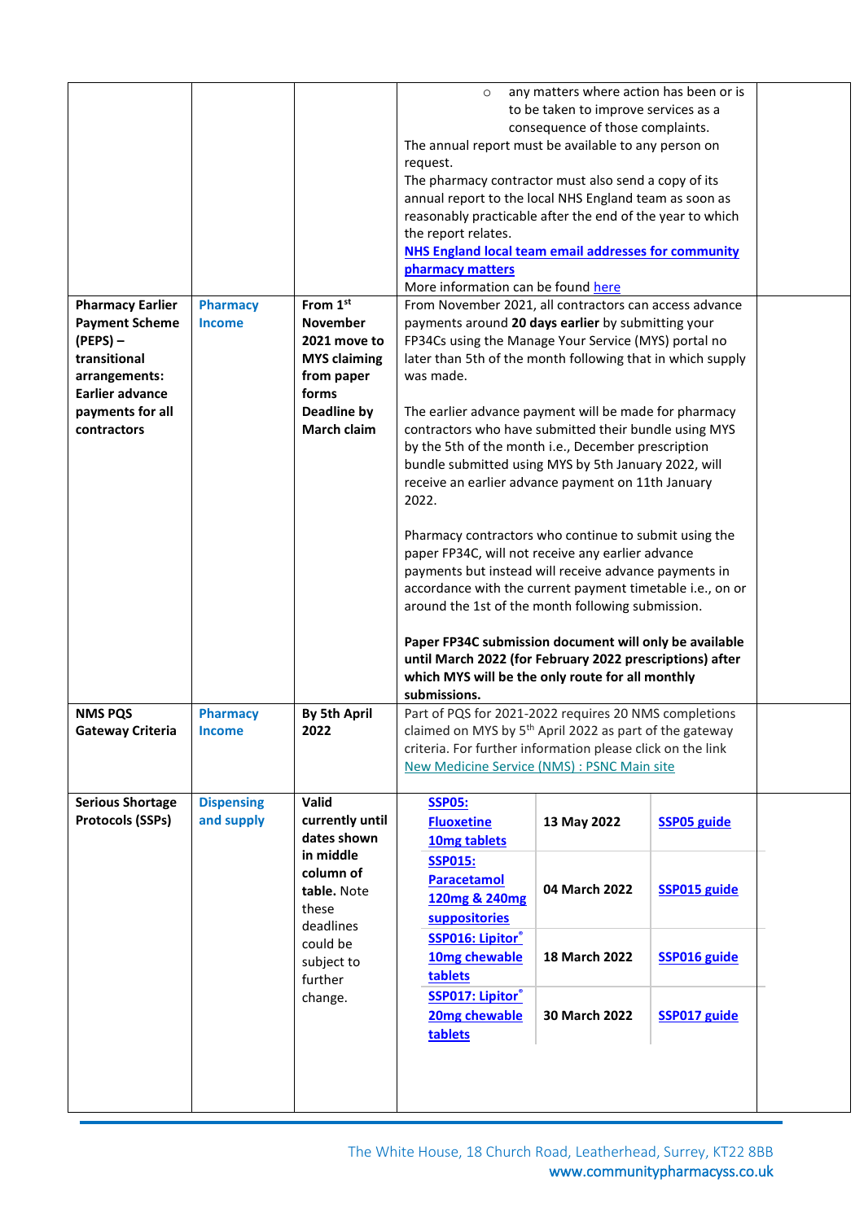| | | | | |
|---|---|---|---|---|
| | | | ○ any matters where action has been or is to be taken to improve services as a consequence of those complaints.<br>The annual report must be available to any person on request.<br>The pharmacy contractor must also send a copy of its annual report to the local NHS England team as soon as reasonably practicable after the end of the year to which the report relates.<br>**NHS England local team email addresses for community pharmacy matters**<br>More information can be found here | |
| **Pharmacy Earlier Payment Scheme (PEPS) – transitional arrangements: Earlier advance payments for all contractors** | Pharmacy Income | **From 1st November 2021 move to MYS claiming from paper forms**<br>**Deadline by March claim** | From November 2021, all contractors can access advance payments around **20 days earlier** by submitting your FP34Cs using the Manage Your Service (MYS) portal no later than 5th of the month following that in which supply was made.<br><br>The earlier advance payment will be made for pharmacy contractors who have submitted their bundle using MYS by the 5th of the month i.e., December prescription bundle submitted using MYS by 5th January 2022, will receive an earlier advance payment on 11th January 2022.<br><br>Pharmacy contractors who continue to submit using the paper FP34C, will not receive any earlier advance payments but instead will receive advance payments in accordance with the current payment timetable i.e., on or around the 1st of the month following submission.<br><br>**Paper FP34C submission document will only be available until March 2022 (for February 2022 prescriptions) after which MYS will be the only route for all monthly submissions.** | |
| **NMS PQS Gateway Criteria** | Pharmacy Income | **By 5th April 2022** | Part of PQS for 2021-2022 requires 20 NMS completions claimed on MYS by 5th April 2022 as part of the gateway criteria. For further information please click on the link New Medicine Service (NMS) : PSNC Main site | |
| **Serious Shortage Protocols (SSPs)** | Dispensing and supply | **Valid currently until dates shown in middle column of table.** Note these deadlines could be subject to further change. | **SSP05: Fluoxetine 10mg tablets** — **13 May 2022** — **SSP05 guide**<br>**SSP015: Paracetamol 120mg & 240mg suppositories** — **04 March 2022** — **SSP015 guide**<br>**SSP016: Lipitor® 10mg chewable tablets** — **18 March 2022** — **SSP016 guide**<br>**SSP017: Lipitor® 20mg chewable tablets** — **30 March 2022** — **SSP017 guide** | |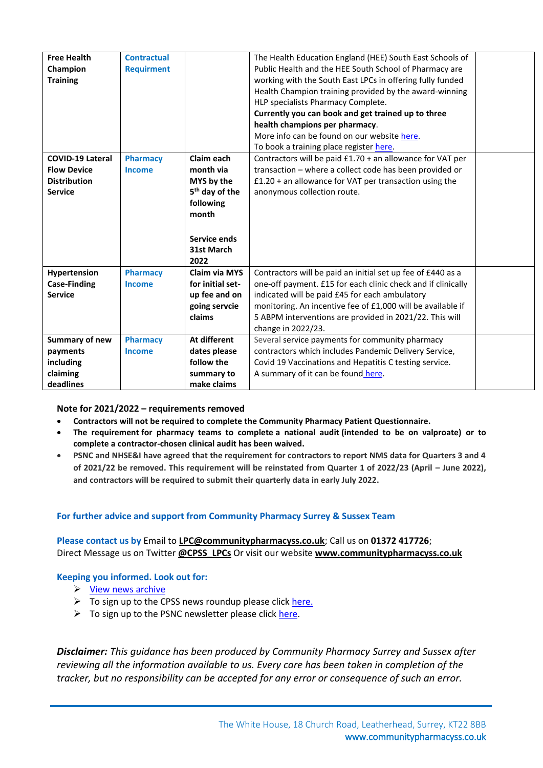| | | | | |
|---|---|---|---|---|
| **Free Health Champion Training** | **Contractual Requirment** | | The Health Education England (HEE) South East Schools of Public Health and the HEE South School of Pharmacy are working with the South East LPCs in offering fully funded Health Champion training provided by the award-winning HLP specialists Pharmacy Complete. **Currently you can book and get trained up to three health champions per pharmacy**. More info can be found on our website here. To book a training place register here. | |
| **COVID-19 Lateral Flow Device Distribution Service** | **Pharmacy Income** | **Claim each month via MYS by the 5th day of the following month**<br><br>**Service ends 31st March 2022** | Contractors will be paid £1.70 + an allowance for VAT per transaction – where a collect code has been provided or £1.20 + an allowance for VAT per transaction using the anonymous collection route. | |
| **Hypertension Case-Finding Service** | **Pharmacy Income** | **Claim via MYS for initial set-up fee and on going servcie claims** | Contractors will be paid an initial set up fee of £440 as a one-off payment. £15 for each clinic check and if clinically indicated will be paid £45 for each ambulatory monitoring. An incentive fee of £1,000 will be available if 5 ABPM interventions are provided in 2021/22. This will change in 2022/23. | |
| **Summary of new payments including claiming deadlines** | **Pharmacy Income** | **At different dates please follow the summary to make claims** | Several service payments for community pharmacy contractors which includes Pandemic Delivery Service, Covid 19 Vaccinations and Hepatitis C testing service. A summary of it can be found here. | |

**Note for 2021/2022 – requirements removed**

- **Contractors will not be required to complete the Community Pharmacy Patient Questionnaire.**
- **The requirement for pharmacy teams to complete a national audit (intended to be on valproate) or to complete a contractor-chosen clinical audit has been waived.**
- **PSNC and NHSE&I have agreed that the requirement for contractors to report NMS data for Quarters 3 and 4 of 2021/22 be removed. This requirement will be reinstated from Quarter 1 of 2022/23 (April – June 2022), and contractors will be required to submit their quarterly data in early July 2022.**

**For further advice and support from Community Pharmacy Surrey & Sussex Team**

**Please contact us by** Email to **LPC@communitypharmacyss.co.uk**; Call us on **01372 417726**; Direct Message us on Twitter **@CPSS_LPCs** Or visit our website **www.communitypharmacyss.co.uk**

**Keeping you informed. Look out for:**

- View news archive
- To sign up to the CPSS news roundup please click here.
- To sign up to the PSNC newsletter please click here.

***Disclaimer:*** *This guidance has been produced by Community Pharmacy Surrey and Sussex after reviewing all the information available to us. Every care has been taken in completion of the tracker, but no responsibility can be accepted for any error or consequence of such an error.*

The White House, 18 Church Road, Leatherhead, Surrey, KT22 8BB
www.communitypharmacyss.co.uk